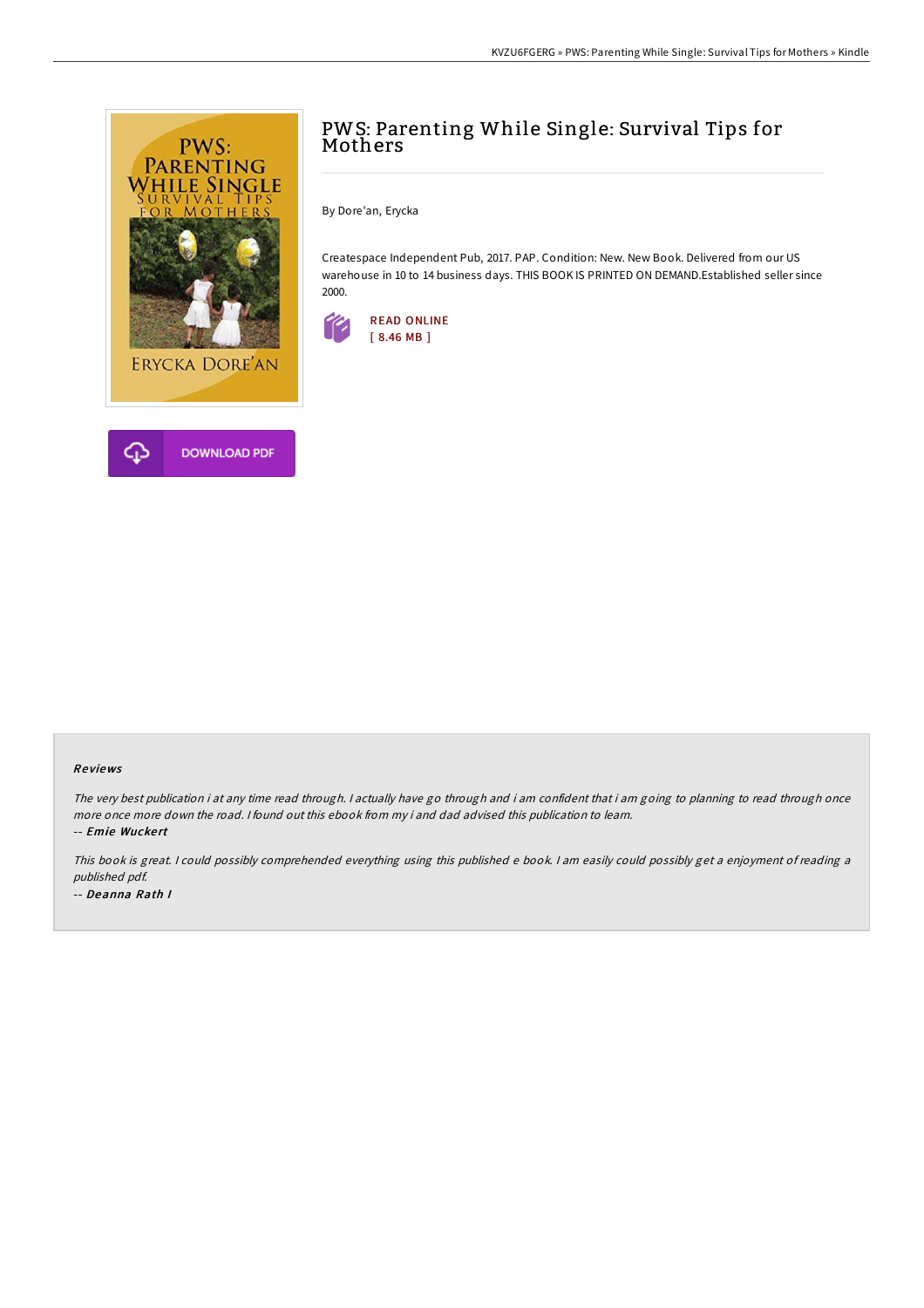# PWS: Parenting While Single: Survival Tips for Mothers

By Dore'an, Erycka

Createspace Independent Pub, 2017. PAP. Condition: New. New Book. Delivered from our US warehouse in 10 to 14 business days. THIS BOOK IS PRINTED ON DEMAND.Established seller since 2000.

READ ONLINE
[ 8.46 MB ]

DOWNLOAD PDF

### Reviews

*The very best publication i at any time read through. I actually have go through and i am confident that i am going to planning to read through once more once more down the road. I found out this ebook from my i and dad advised this publication to learn.*

-- ***Emie Wuckert***

*This book is great. I could possibly comprehended everything using this published e book. I am easily could possibly get a enjoyment of reading a published pdf.*

-- ***Deanna Rath I***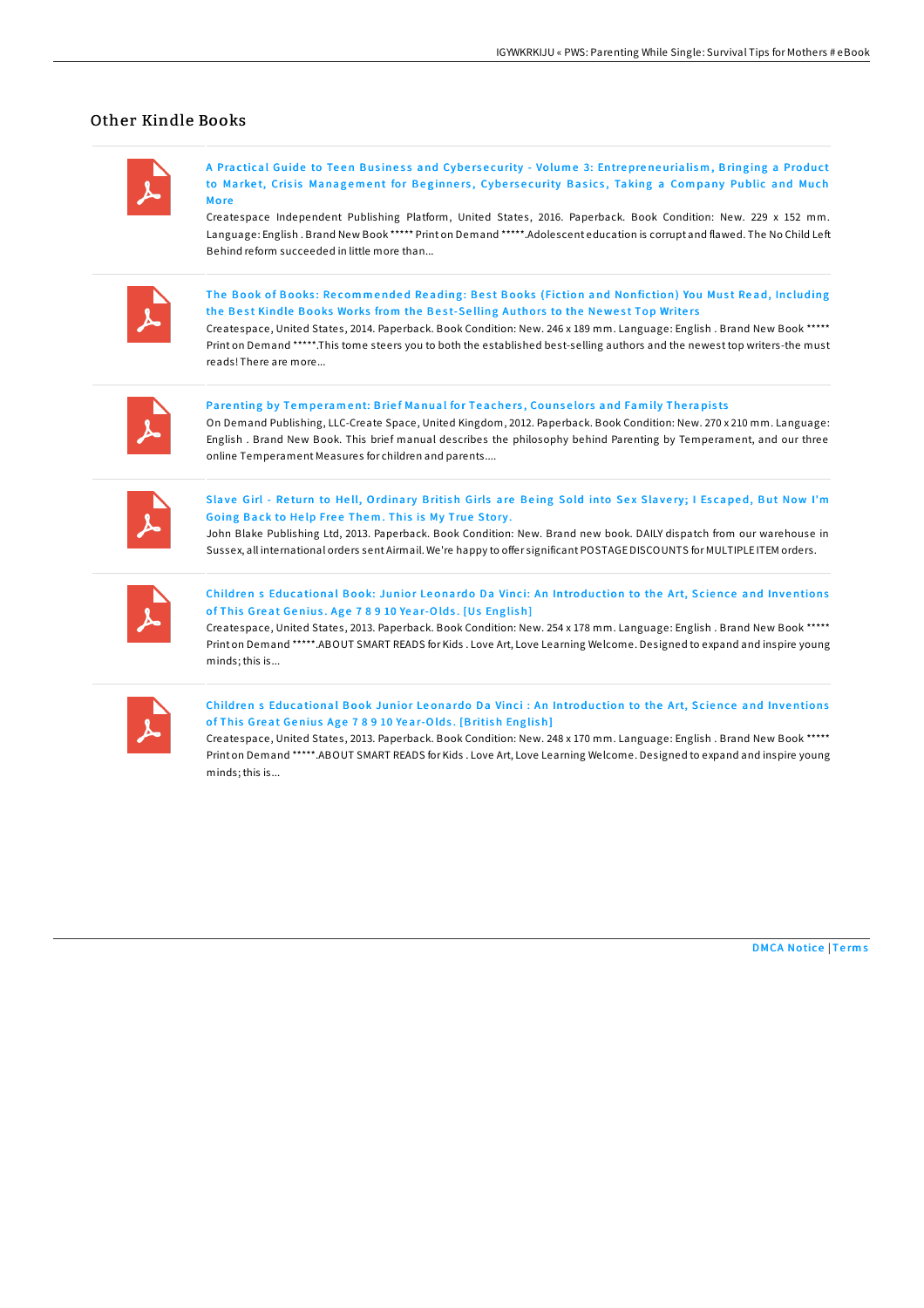## Other Kindle Books

**A Practical Guide to Teen Business and Cybersecurity - Volume 3: Entrepreneurialism, Bringing a Product to Market, Crisis Management for Beginners, Cybersecurity Basics, Taking a Company Public and Much More**

Createspace Independent Publishing Platform, United States, 2016. Paperback. Book Condition: New. 229 x 152 mm. Language: English . Brand New Book ***** Print on Demand *****.Adolescent education is corrupt and flawed. The No Child Left Behind reform succeeded in little more than...

**The Book of Books: Recommended Reading: Best Books (Fiction and Nonfiction) You Must Read, Including the Best Kindle Books Works from the Best-Selling Authors to the Newest Top Writers**

Createspace, United States, 2014. Paperback. Book Condition: New. 246 x 189 mm. Language: English . Brand New Book ***** Print on Demand *****.This tome steers you to both the established best-selling authors and the newest top writers-the must reads! There are more...

**Parenting by Temperament: Brief Manual for Teachers, Counselors and Family Therapists**

On Demand Publishing, LLC-Create Space, United Kingdom, 2012. Paperback. Book Condition: New. 270 x 210 mm. Language: English . Brand New Book. This brief manual describes the philosophy behind Parenting by Temperament, and our three online Temperament Measures for children and parents....

**Slave Girl - Return to Hell, Ordinary British Girls are Being Sold into Sex Slavery; I Escaped, But Now I'm Going Back to Help Free Them. This is My True Story.**

John Blake Publishing Ltd, 2013. Paperback. Book Condition: New. Brand new book. DAILY dispatch from our warehouse in Sussex, all international orders sent Airmail. We're happy to offer significant POSTAGE DISCOUNTS for MULTIPLE ITEM orders.

**Children s Educational Book: Junior Leonardo Da Vinci: An Introduction to the Art, Science and Inventions of This Great Genius. Age 7 8 9 10 Year-Olds. [Us English]**

Createspace, United States, 2013. Paperback. Book Condition: New. 254 x 178 mm. Language: English . Brand New Book ***** Print on Demand *****.ABOUT SMART READS for Kids . Love Art, Love Learning Welcome. Designed to expand and inspire young minds; this is...

**Children s Educational Book Junior Leonardo Da Vinci : An Introduction to the Art, Science and Inventions of This Great Genius Age 7 8 9 10 Year-Olds. [British English]**

Createspace, United States, 2013. Paperback. Book Condition: New. 248 x 170 mm. Language: English . Brand New Book ***** Print on Demand *****.ABOUT SMART READS for Kids . Love Art, Love Learning Welcome. Designed to expand and inspire young minds; this is...

DMCA Notice | Terms